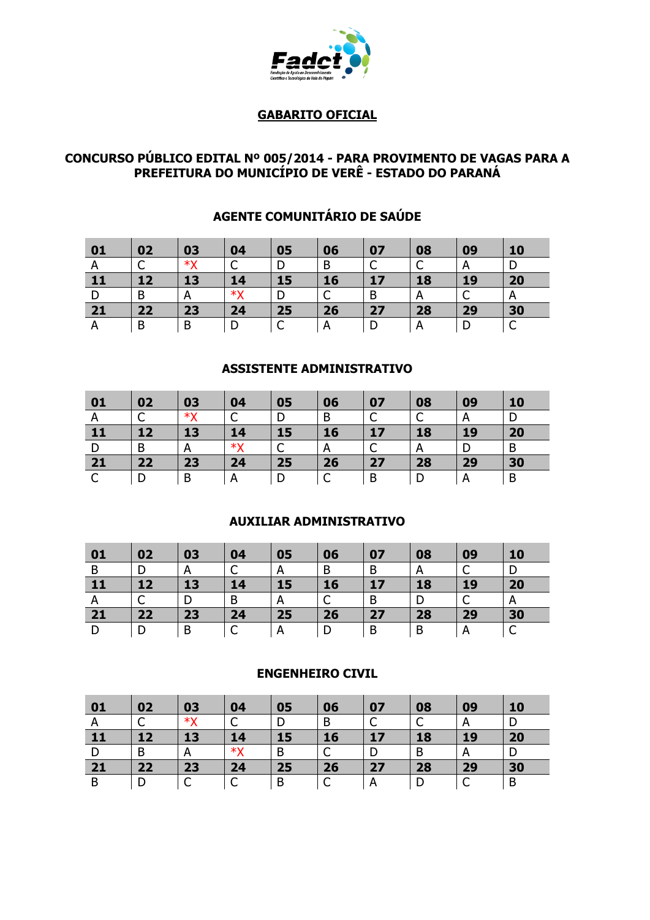## GABARITO OFICIAL

## CONCURSO PÚBLICO EDITAL Nº 005/2014 - PARA PROVIMENTO DE VAGAS PARA A PREFEITURA DO MUNICÍPIO DE VERÊ - ESTADO DO PARANÁ

### AGENTE COMUNITÁRIO DE SAÚDE

| 01 | 02 | 03 | 04 | 05 | 06 | 07 | 08 | 09 | 10 |
|---|---|---|---|---|---|---|---|---|---|
| A | C | *X | C | D | B | C | C | A | D |
| **11** | **12** | **13** | **14** | **15** | **16** | **17** | **18** | **19** | **20** |
| D | B | A | *X | D | C | B | A | C | A |
| **21** | **22** | **23** | **24** | **25** | **26** | **27** | **28** | **29** | **30** |
| A | B | B | D | C | A | D | A | D | C |

### ASSISTENTE ADMINISTRATIVO

| 01 | 02 | 03 | 04 | 05 | 06 | 07 | 08 | 09 | 10 |
|---|---|---|---|---|---|---|---|---|---|
| A | C | *X | C | D | B | C | C | A | D |
| **11** | **12** | **13** | **14** | **15** | **16** | **17** | **18** | **19** | **20** |
| D | B | A | *X | C | A | C | A | D | B |
| **21** | **22** | **23** | **24** | **25** | **26** | **27** | **28** | **29** | **30** |
| C | D | B | A | D | C | B | D | A | B |

### AUXILIAR ADMINISTRATIVO

| 01 | 02 | 03 | 04 | 05 | 06 | 07 | 08 | 09 | 10 |
|---|---|---|---|---|---|---|---|---|---|
| B | D | A | C | A | B | B | A | C | D |
| **11** | **12** | **13** | **14** | **15** | **16** | **17** | **18** | **19** | **20** |
| A | C | D | B | A | C | B | D | C | A |
| **21** | **22** | **23** | **24** | **25** | **26** | **27** | **28** | **29** | **30** |
| D | D | B | C | A | D | B | B | A | C |

### ENGENHEIRO CIVIL

| 01 | 02 | 03 | 04 | 05 | 06 | 07 | 08 | 09 | 10 |
|---|---|---|---|---|---|---|---|---|---|
| A | C | *X | C | D | B | C | C | A | D |
| **11** | **12** | **13** | **14** | **15** | **16** | **17** | **18** | **19** | **20** |
| D | B | A | *X | B | C | D | B | A | D |
| **21** | **22** | **23** | **24** | **25** | **26** | **27** | **28** | **29** | **30** |
| B | D | C | C | B | C | A | D | C | B |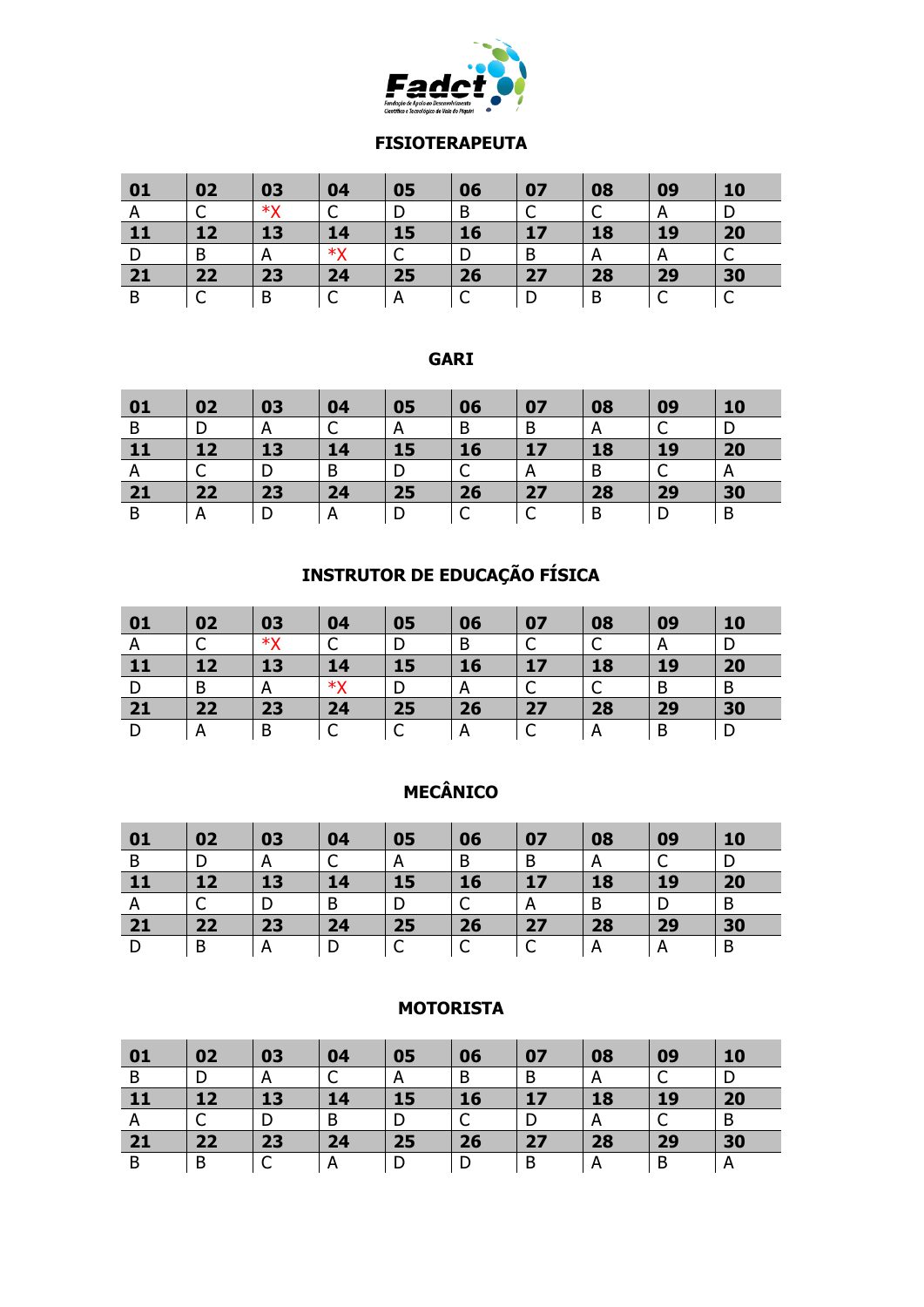Fadct

Fundação de Apoio ao Desenvolvimento Científico e Tecnológico do Vale do Piquiri

## FISIOTERAPEUTA

| 01 | 02 | 03 | 04 | 05 | 06 | 07 | 08 | 09 | 10 |
|---|---|---|---|---|---|---|---|---|---|
| A | C | *X | C | D | B | C | C | A | D |
| **11** | **12** | **13** | **14** | **15** | **16** | **17** | **18** | **19** | **20** |
| D | B | A | *X | C | D | B | A | A | C |
| **21** | **22** | **23** | **24** | **25** | **26** | **27** | **28** | **29** | **30** |
| B | C | B | C | A | C | D | B | C | C |

## GARI

| 01 | 02 | 03 | 04 | 05 | 06 | 07 | 08 | 09 | 10 |
|---|---|---|---|---|---|---|---|---|---|
| B | D | A | C | A | B | B | A | C | D |
| **11** | **12** | **13** | **14** | **15** | **16** | **17** | **18** | **19** | **20** |
| A | C | D | B | D | C | A | B | C | A |
| **21** | **22** | **23** | **24** | **25** | **26** | **27** | **28** | **29** | **30** |
| B | A | D | A | D | C | C | B | D | B |

## INSTRUTOR DE EDUCAÇÃO FÍSICA

| 01 | 02 | 03 | 04 | 05 | 06 | 07 | 08 | 09 | 10 |
|---|---|---|---|---|---|---|---|---|---|
| A | C | *X | C | D | B | C | C | A | D |
| **11** | **12** | **13** | **14** | **15** | **16** | **17** | **18** | **19** | **20** |
| D | B | A | *X | D | A | C | C | B | B |
| **21** | **22** | **23** | **24** | **25** | **26** | **27** | **28** | **29** | **30** |
| D | A | B | C | C | A | C | A | B | D |

## MECÂNICO

| 01 | 02 | 03 | 04 | 05 | 06 | 07 | 08 | 09 | 10 |
|---|---|---|---|---|---|---|---|---|---|
| B | D | A | C | A | B | B | A | C | D |
| **11** | **12** | **13** | **14** | **15** | **16** | **17** | **18** | **19** | **20** |
| A | C | D | B | D | C | A | B | D | B |
| **21** | **22** | **23** | **24** | **25** | **26** | **27** | **28** | **29** | **30** |
| D | B | A | D | C | C | C | A | A | B |

## MOTORISTA

| 01 | 02 | 03 | 04 | 05 | 06 | 07 | 08 | 09 | 10 |
|---|---|---|---|---|---|---|---|---|---|
| B | D | A | C | A | B | B | A | C | D |
| **11** | **12** | **13** | **14** | **15** | **16** | **17** | **18** | **19** | **20** |
| A | C | D | B | D | C | D | A | C | B |
| **21** | **22** | **23** | **24** | **25** | **26** | **27** | **28** | **29** | **30** |
| B | B | C | A | D | D | B | A | B | A |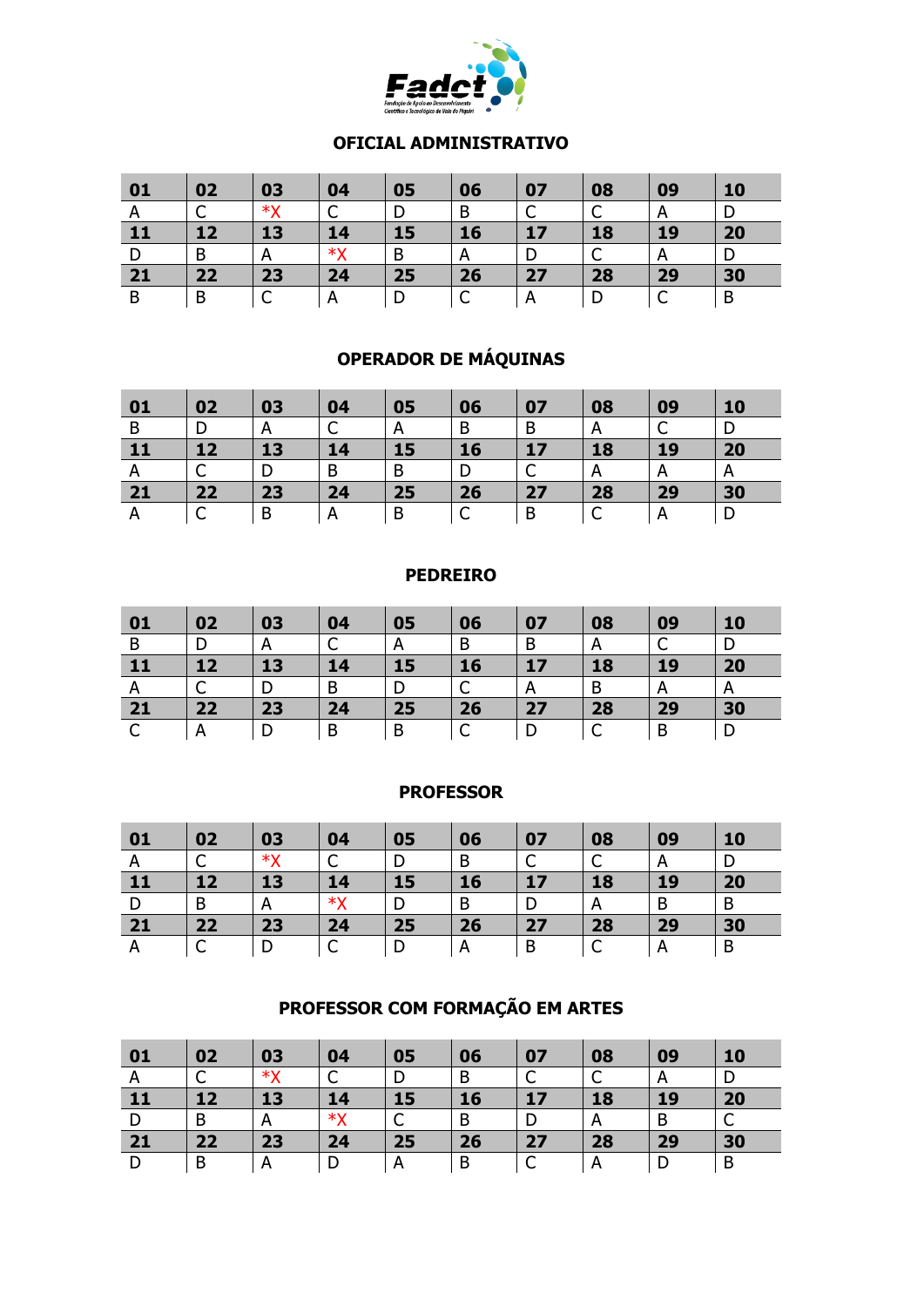## OFICIAL ADMINISTRATIVO

| 01 | 02 | 03 | 04 | 05 | 06 | 07 | 08 | 09 | 10 |
|---|---|---|---|---|---|---|---|---|---|
| A | C | *X | C | D | B | C | C | A | D |
| **11** | **12** | **13** | **14** | **15** | **16** | **17** | **18** | **19** | **20** |
| D | B | A | *X | B | A | D | C | A | D |
| **21** | **22** | **23** | **24** | **25** | **26** | **27** | **28** | **29** | **30** |
| B | B | C | A | D | C | A | D | C | B |

## OPERADOR DE MÁQUINAS

| 01 | 02 | 03 | 04 | 05 | 06 | 07 | 08 | 09 | 10 |
|---|---|---|---|---|---|---|---|---|---|
| B | D | A | C | A | B | B | A | C | D |
| **11** | **12** | **13** | **14** | **15** | **16** | **17** | **18** | **19** | **20** |
| A | C | D | B | B | D | C | A | A | A |
| **21** | **22** | **23** | **24** | **25** | **26** | **27** | **28** | **29** | **30** |
| A | C | B | A | B | C | B | C | A | D |

## PEDREIRO

| 01 | 02 | 03 | 04 | 05 | 06 | 07 | 08 | 09 | 10 |
|---|---|---|---|---|---|---|---|---|---|
| B | D | A | C | A | B | B | A | C | D |
| **11** | **12** | **13** | **14** | **15** | **16** | **17** | **18** | **19** | **20** |
| A | C | D | B | D | C | A | B | A | A |
| **21** | **22** | **23** | **24** | **25** | **26** | **27** | **28** | **29** | **30** |
| C | A | D | B | B | C | D | C | B | D |

## PROFESSOR

| 01 | 02 | 03 | 04 | 05 | 06 | 07 | 08 | 09 | 10 |
|---|---|---|---|---|---|---|---|---|---|
| A | C | *X | C | D | B | C | C | A | D |
| **11** | **12** | **13** | **14** | **15** | **16** | **17** | **18** | **19** | **20** |
| D | B | A | *X | D | B | D | A | B | B |
| **21** | **22** | **23** | **24** | **25** | **26** | **27** | **28** | **29** | **30** |
| A | C | D | C | D | A | B | C | A | B |

## PROFESSOR COM FORMAÇÃO EM ARTES

| 01 | 02 | 03 | 04 | 05 | 06 | 07 | 08 | 09 | 10 |
|---|---|---|---|---|---|---|---|---|---|
| A | C | *X | C | D | B | C | C | A | D |
| **11** | **12** | **13** | **14** | **15** | **16** | **17** | **18** | **19** | **20** |
| D | B | A | *X | C | B | D | A | B | C |
| **21** | **22** | **23** | **24** | **25** | **26** | **27** | **28** | **29** | **30** |
| D | B | A | D | A | B | C | A | D | B |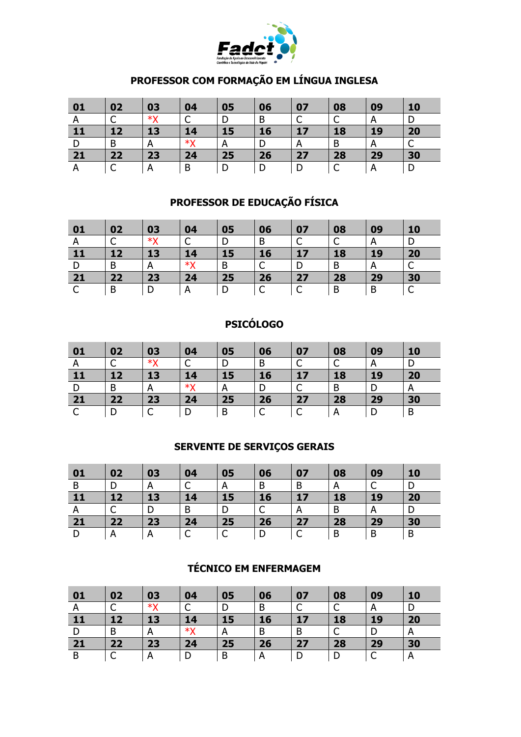## PROFESSOR COM FORMAÇÃO EM LÍNGUA INGLESA

| 01 | 02 | 03 | 04 | 05 | 06 | 07 | 08 | 09 | 10 |
|---|---|---|---|---|---|---|---|---|---|
| A | C | *X | C | D | B | C | C | A | D |
| **11** | **12** | **13** | **14** | **15** | **16** | **17** | **18** | **19** | **20** |
| D | B | A | *X | A | D | A | B | A | C |
| **21** | **22** | **23** | **24** | **25** | **26** | **27** | **28** | **29** | **30** |
| A | C | A | B | D | D | D | C | A | D |

## PROFESSOR DE EDUCAÇÃO FÍSICA

| 01 | 02 | 03 | 04 | 05 | 06 | 07 | 08 | 09 | 10 |
|---|---|---|---|---|---|---|---|---|---|
| A | C | *X | C | D | B | C | C | A | D |
| **11** | **12** | **13** | **14** | **15** | **16** | **17** | **18** | **19** | **20** |
| D | B | A | *X | B | C | D | B | A | C |
| **21** | **22** | **23** | **24** | **25** | **26** | **27** | **28** | **29** | **30** |
| C | B | D | A | D | C | C | B | B | C |

## PSICÓLOGO

| 01 | 02 | 03 | 04 | 05 | 06 | 07 | 08 | 09 | 10 |
|---|---|---|---|---|---|---|---|---|---|
| A | C | *X | C | D | B | C | C | A | D |
| **11** | **12** | **13** | **14** | **15** | **16** | **17** | **18** | **19** | **20** |
| D | B | A | *X | A | D | C | B | D | A |
| **21** | **22** | **23** | **24** | **25** | **26** | **27** | **28** | **29** | **30** |
| C | D | C | D | B | C | C | A | D | B |

## SERVENTE DE SERVIÇOS GERAIS

| 01 | 02 | 03 | 04 | 05 | 06 | 07 | 08 | 09 | 10 |
|---|---|---|---|---|---|---|---|---|---|
| B | D | A | C | A | B | B | A | C | D |
| **11** | **12** | **13** | **14** | **15** | **16** | **17** | **18** | **19** | **20** |
| A | C | D | B | D | C | A | B | A | D |
| **21** | **22** | **23** | **24** | **25** | **26** | **27** | **28** | **29** | **30** |
| D | A | A | C | C | D | C | B | B | B |

## TÉCNICO EM ENFERMAGEM

| 01 | 02 | 03 | 04 | 05 | 06 | 07 | 08 | 09 | 10 |
|---|---|---|---|---|---|---|---|---|---|
| A | C | *X | C | D | B | C | C | A | D |
| **11** | **12** | **13** | **14** | **15** | **16** | **17** | **18** | **19** | **20** |
| D | B | A | *X | A | B | B | C | D | A |
| **21** | **22** | **23** | **24** | **25** | **26** | **27** | **28** | **29** | **30** |
| B | C | A | D | B | A | D | D | C | A |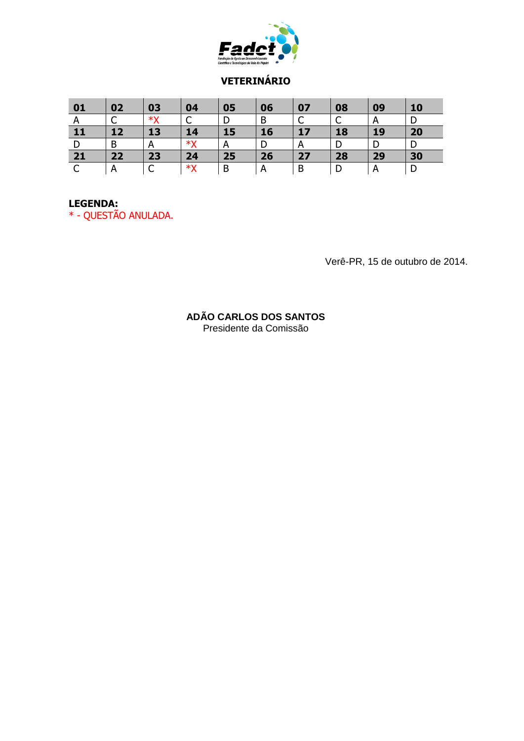**VETERINÁRIO**

| 01 | 02 | 03 | 04 | 05 | 06 | 07 | 08 | 09 | 10 |
|---|---|---|---|---|---|---|---|---|---|
| A | C | *X | C | D | B | C | C | A | D |
| **11** | **12** | **13** | **14** | **15** | **16** | **17** | **18** | **19** | **20** |
| D | B | A | *X | A | D | A | D | D | D |
| **21** | **22** | **23** | **24** | **25** | **26** | **27** | **28** | **29** | **30** |
| C | A | C | *X | B | A | B | D | A | D |

**LEGENDA:**
* - QUESTÃO ANULADA.

Verê-PR, 15 de outubro de 2014.

**ADÃO CARLOS DOS SANTOS**
Presidente da Comissão